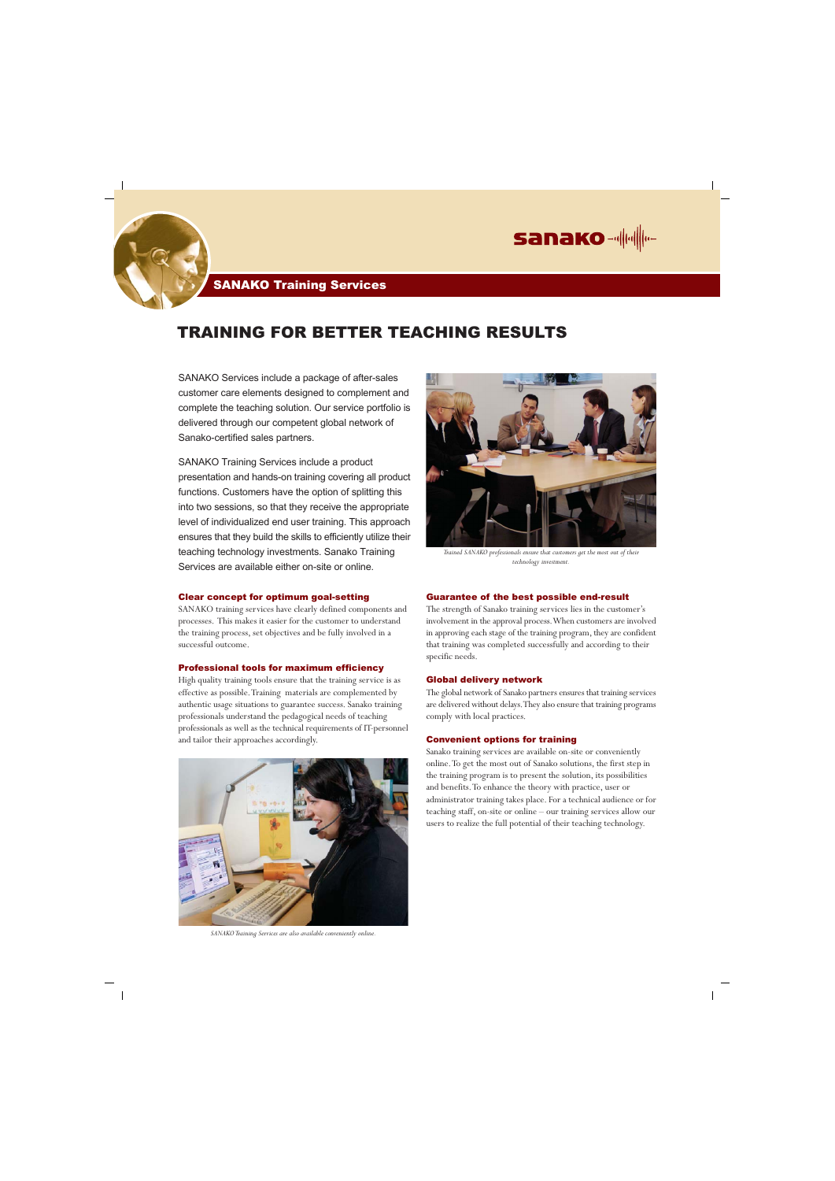sanako

## SANAKO Training Services

# TRAINING FOR BETTER TEACHING RESULTS

SANAKO Services include a package of after-sales customer care elements designed to complement and complete the teaching solution. Our service portfolio is delivered through our competent global network of Sanako-certified sales partners.

SANAKO Training Services include a product presentation and hands-on training covering all product functions. Customers have the option of splitting this into two sessions, so that they receive the appropriate level of individualized end user training. This approach ensures that they build the skills to efficiently utilize their teaching technology investments. Sanako Training Services are available either on-site or online.

*Trained SANAKO professionals ensure that customers get the most out of their technology investment.*

### Clear concept for optimum goal-setting

SANAKO training services have clearly defined components and processes. This makes it easier for the customer to understand the training process, set objectives and be fully involved in a successful outcome.

### Professional tools for maximum efficiency

High quality training tools ensure that the training service is as effective as possible. Training materials are complemented by authentic usage situations to guarantee success. Sanako training professionals understand the pedagogical needs of teaching professionals as well as the technical requirements of IT-personnel and tailor their approaches accordingly.

*SANAKO Training Services are also available conveniently online.*

### Guarantee of the best possible end-result

The strength of Sanako training services lies in the customer's involvement in the approval process. When customers are involved in approving each stage of the training program, they are confident that training was completed successfully and according to their specific needs.

### Global delivery network

The global network of Sanako partners ensures that training services are delivered without delays. They also ensure that training programs comply with local practices.

### Convenient options for training

Sanako training services are available on-site or conveniently online. To get the most out of Sanako solutions, the first step in the training program is to present the solution, its possibilities and benefits. To enhance the theory with practice, user or administrator training takes place. For a technical audience or for teaching staff, on-site or online – our training services allow our users to realize the full potential of their teaching technology.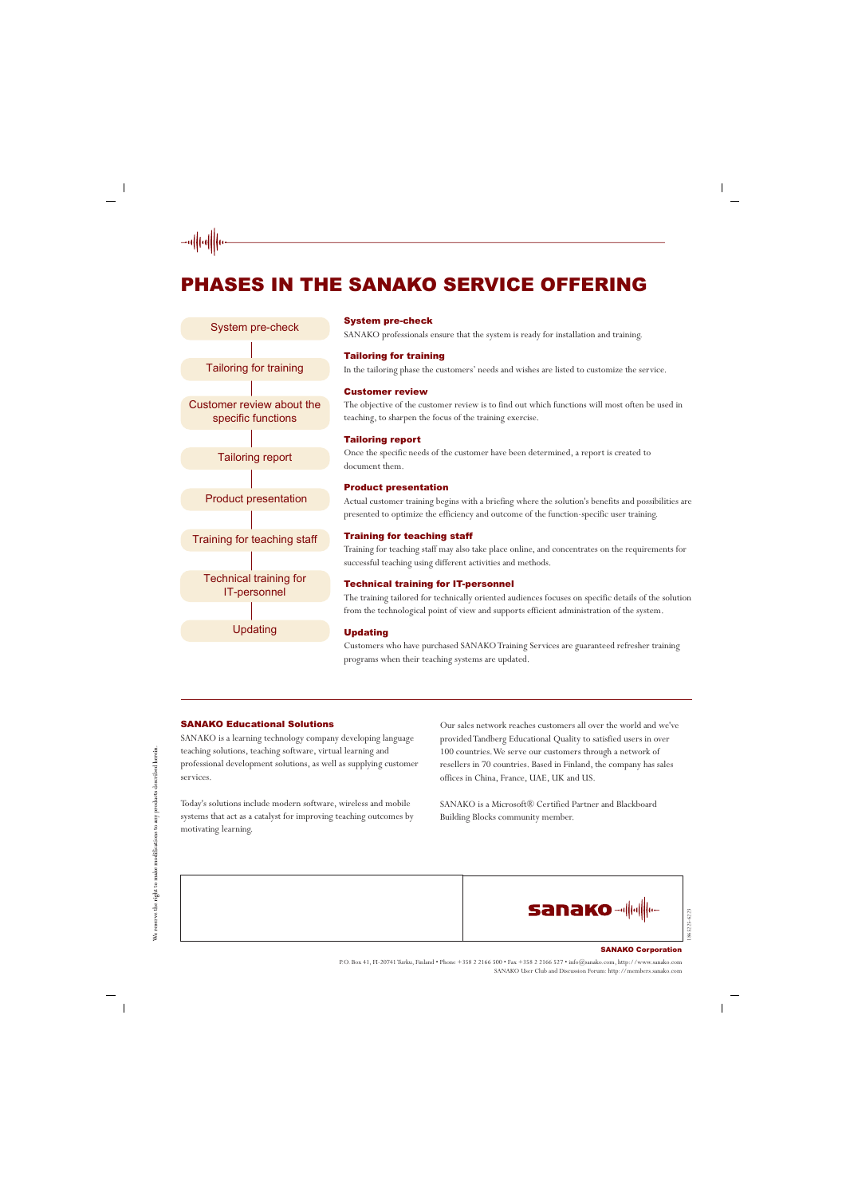# PHASES IN THE SANAKO SERVICE OFFERING

System pre-check

Tailoring for training

Customer review about the specific functions

Tailoring report

Product presentation

Training for teaching staff

Technical training for IT-personnel

Updating

### System pre-check

SANAKO professionals ensure that the system is ready for installation and training.

### Tailoring for training

In the tailoring phase the customers' needs and wishes are listed to customize the service.

### Customer review

The objective of the customer review is to find out which functions will most often be used in teaching, to sharpen the focus of the training exercise.

### Tailoring report

Once the specific needs of the customer have been determined, a report is created to document them.

### Product presentation

Actual customer training begins with a briefing where the solution's benefits and possibilities are presented to optimize the efficiency and outcome of the function-specific user training.

### Training for teaching staff

Training for teaching staff may also take place online, and concentrates on the requirements for successful teaching using different activities and methods.

### Technical training for IT-personnel

The training tailored for technically oriented audiences focuses on specific details of the solution from the technological point of view and supports efficient administration of the system.

### Updating

Customers who have purchased SANAKO Training Services are guaranteed refresher training programs when their teaching systems are updated.

---

### SANAKO Educational Solutions

SANAKO is a learning technology company developing language teaching solutions, teaching software, virtual learning and professional development solutions, as well as supplying customer services.

Today's solutions include modern software, wireless and mobile systems that act as a catalyst for improving teaching outcomes by motivating learning.

Our sales network reaches customers all over the world and we've provided Tandberg Educational Quality to satisfied users in over 100 countries. We serve our customers through a network of resellers in 70 countries. Based in Finland, the company has sales offices in China, France, UAE, UK and US.

SANAKO is a Microsoft® Certified Partner and Blackboard Building Blocks community member.

We reserve the right to make modifications to any products described herein.

sanako

**SANAKO Corporation**

P.O. Box 41, FI-20741 Turku, Finland • Phone +358 2 2166 500 • Fax +358 2 2166 527 • info@sanako.com, http://www.sanako.com
SANAKO User Club and Discussion Forum: http://members.sanako.com

1863725-0723